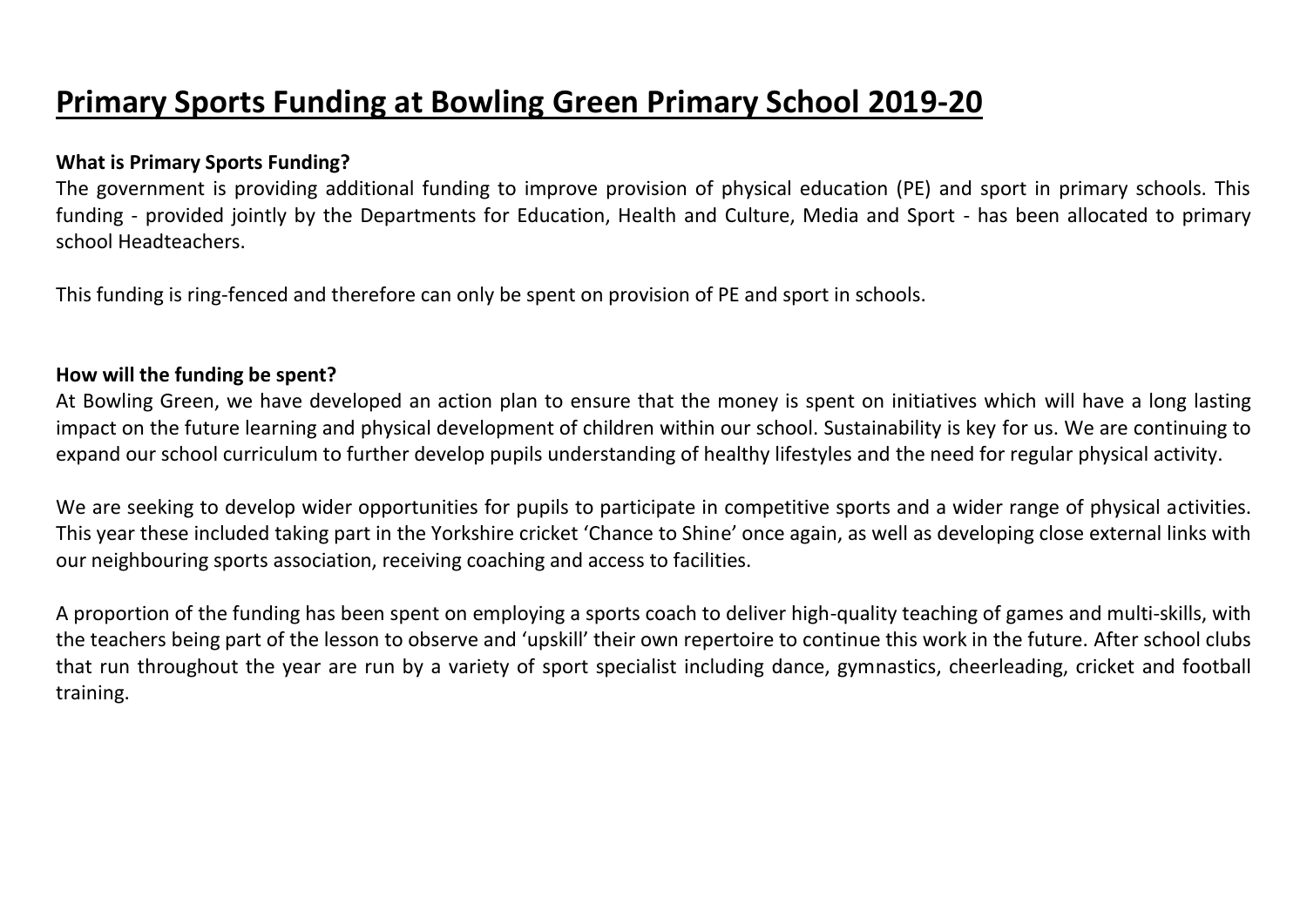# Primary Sports Funding at Bowling Green Primary School 2019-20

**What is Primary Sports Funding?**

The government is providing additional funding to improve provision of physical education (PE) and sport in primary schools. This funding - provided jointly by the Departments for Education, Health and Culture, Media and Sport - has been allocated to primary school Headteachers.

This funding is ring-fenced and therefore can only be spent on provision of PE and sport in schools.

**How will the funding be spent?**

At Bowling Green, we have developed an action plan to ensure that the money is spent on initiatives which will have a long lasting impact on the future learning and physical development of children within our school. Sustainability is key for us. We are continuing to expand our school curriculum to further develop pupils understanding of healthy lifestyles and the need for regular physical activity.

We are seeking to develop wider opportunities for pupils to participate in competitive sports and a wider range of physical activities. This year these included taking part in the Yorkshire cricket 'Chance to Shine' once again, as well as developing close external links with our neighbouring sports association, receiving coaching and access to facilities.

A proportion of the funding has been spent on employing a sports coach to deliver high-quality teaching of games and multi-skills, with the teachers being part of the lesson to observe and 'upskill' their own repertoire to continue this work in the future. After school clubs that run throughout the year are run by a variety of sport specialist including dance, gymnastics, cheerleading, cricket and football training.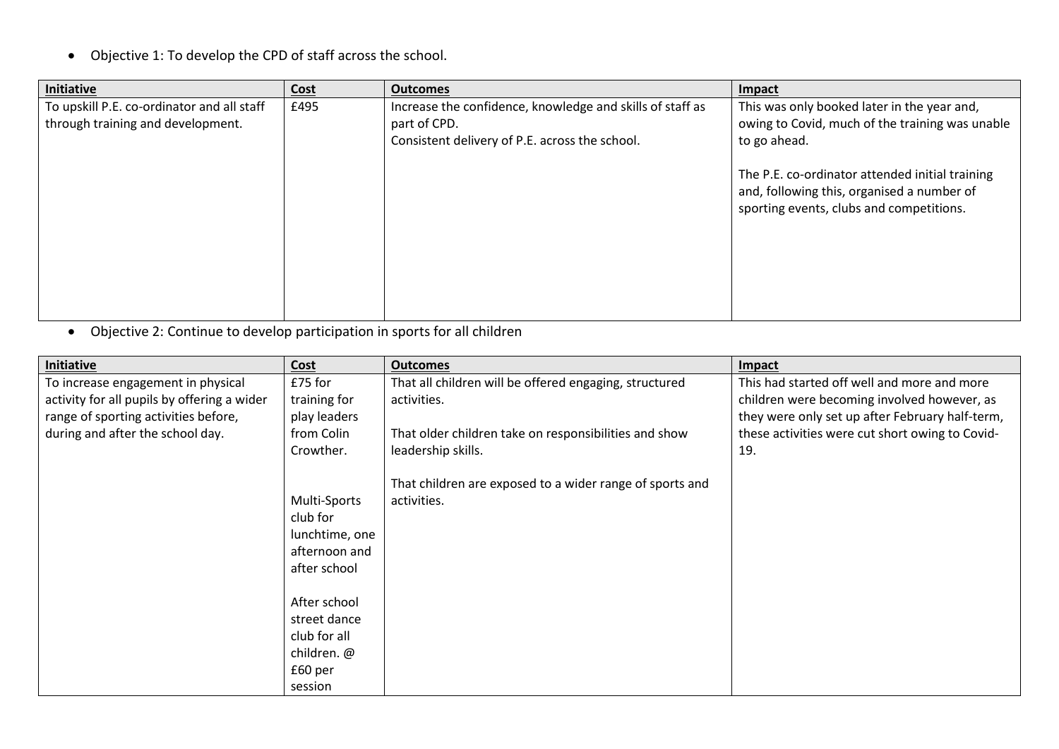- Objective 1: To develop the CPD of staff across the school.

| **Initiative** | **Cost** | **Outcomes** | **Impact** |
|---|---|---|---|
| To upskill P.E. co-ordinator and all staff through training and development. | £495 | Increase the confidence, knowledge and skills of staff as part of CPD.<br>Consistent delivery of P.E. across the school. | This was only booked later in the year and, owing to Covid, much of the training was unable to go ahead.<br><br>The P.E. co-ordinator attended initial training and, following this, organised a number of sporting events, clubs and competitions. |

- Objective 2: Continue to develop participation in sports for all children

| **Initiative** | **Cost** | **Outcomes** | **Impact** |
|---|---|---|---|
| To increase engagement in physical activity for all pupils by offering a wider range of sporting activities before, during and after the school day. | £75 for training for play leaders from Colin Crowther.<br><br>Multi-Sports club for lunchtime, one afternoon and after school<br><br>After school street dance club for all children. @ £60 per session | That all children will be offered engaging, structured activities.<br><br>That older children take on responsibilities and show leadership skills.<br><br>That children are exposed to a wider range of sports and activities. | This had started off well and more and more children were becoming involved however, as they were only set up after February half-term, these activities were cut short owing to Covid-19. |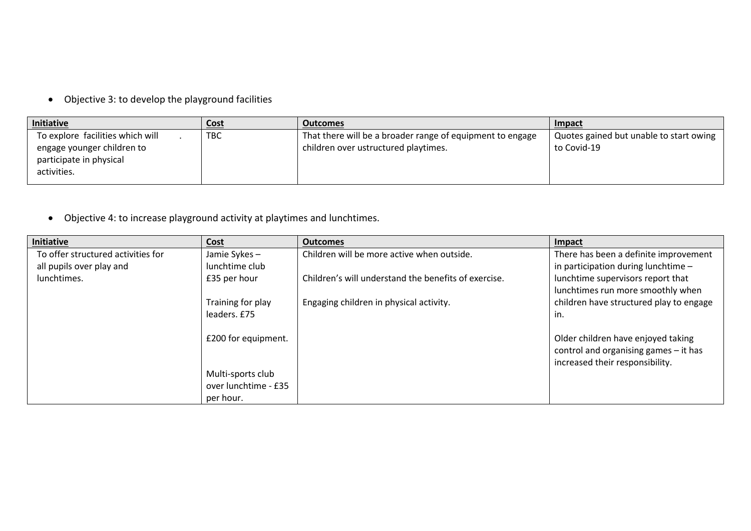- Objective 3: to develop the playground facilities

| Initiative | Cost | Outcomes | Impact |
|---|---|---|---|
| To explore facilities which will . engage younger children to participate in physical activities. | TBC | That there will be a broader range of equipment to engage children over ustructured playtimes. | Quotes gained but unable to start owing to Covid-19 |

- Objective 4: to increase playground activity at playtimes and lunchtimes.

| Initiative | Cost | Outcomes | Impact |
|---|---|---|---|
| To offer structured activities for all pupils over play and lunchtimes. | Jamie Sykes – lunchtime club £35 per hour<br><br>Training for play leaders. £75<br><br>£200 for equipment.<br><br>Multi-sports club over lunchtime - £35 per hour. | Children will be more active when outside.<br><br>Children's will understand the benefits of exercise.<br><br>Engaging children in physical activity. | There has been a definite improvement in participation during lunchtime – lunchtime supervisors report that lunchtimes run more smoothly when children have structured play to engage in.<br><br>Older children have enjoyed taking control and organising games – it has increased their responsibility. |